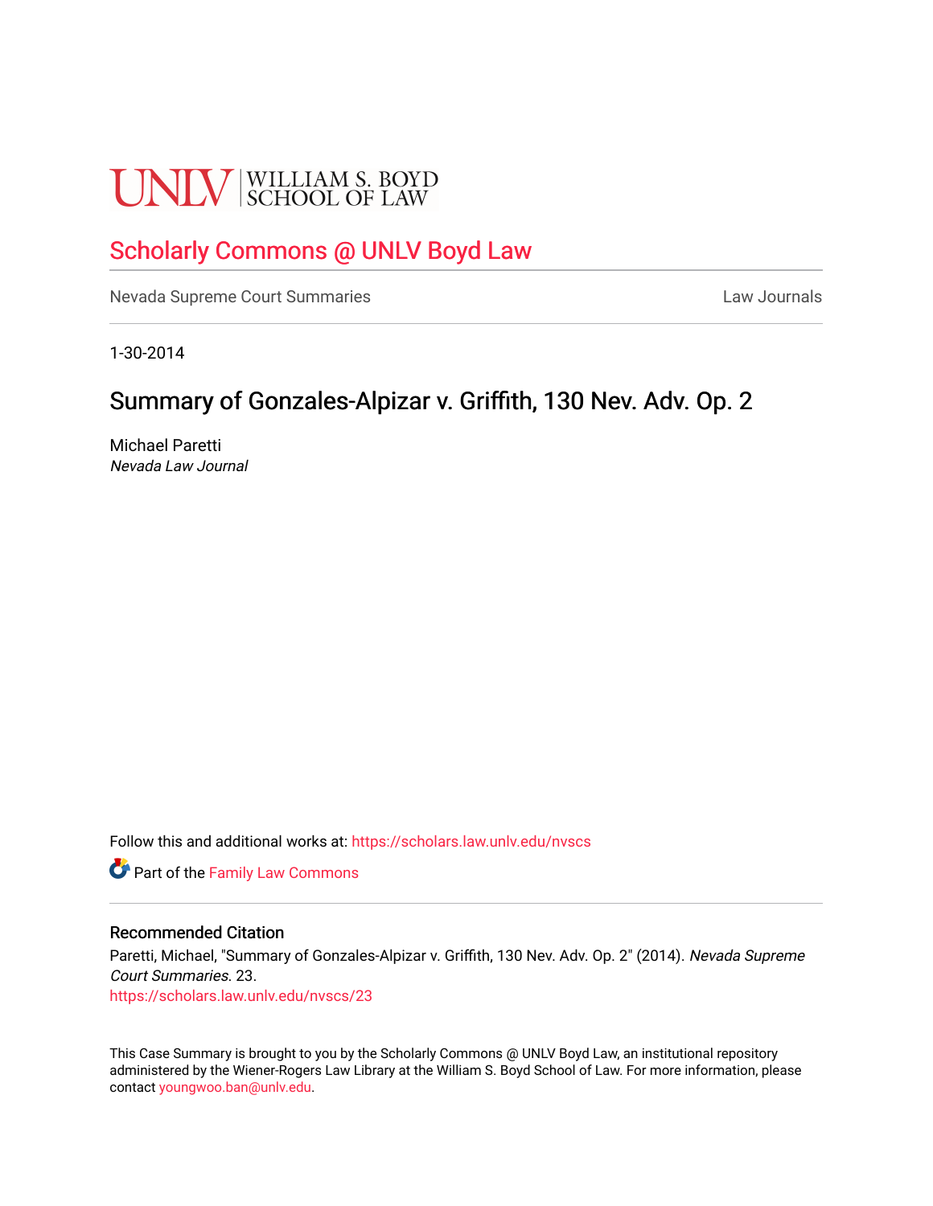UNLV | WILLIAM S. BOYD SCHOOL OF LAW

# Scholarly Commons @ UNLV Boyd Law

Nevada Supreme Court Summaries

Law Journals

1-30-2014

## Summary of Gonzales-Alpizar v. Griffith, 130 Nev. Adv. Op. 2

Michael Paretti
*Nevada Law Journal*

Follow this and additional works at: https://scholars.law.unlv.edu/nvscs

Part of the Family Law Commons

### Recommended Citation

Paretti, Michael, "Summary of Gonzales-Alpizar v. Griffith, 130 Nev. Adv. Op. 2" (2014). *Nevada Supreme Court Summaries*. 23.
https://scholars.law.unlv.edu/nvscs/23

This Case Summary is brought to you by the Scholarly Commons @ UNLV Boyd Law, an institutional repository administered by the Wiener-Rogers Law Library at the William S. Boyd School of Law. For more information, please contact youngwoo.ban@unlv.edu.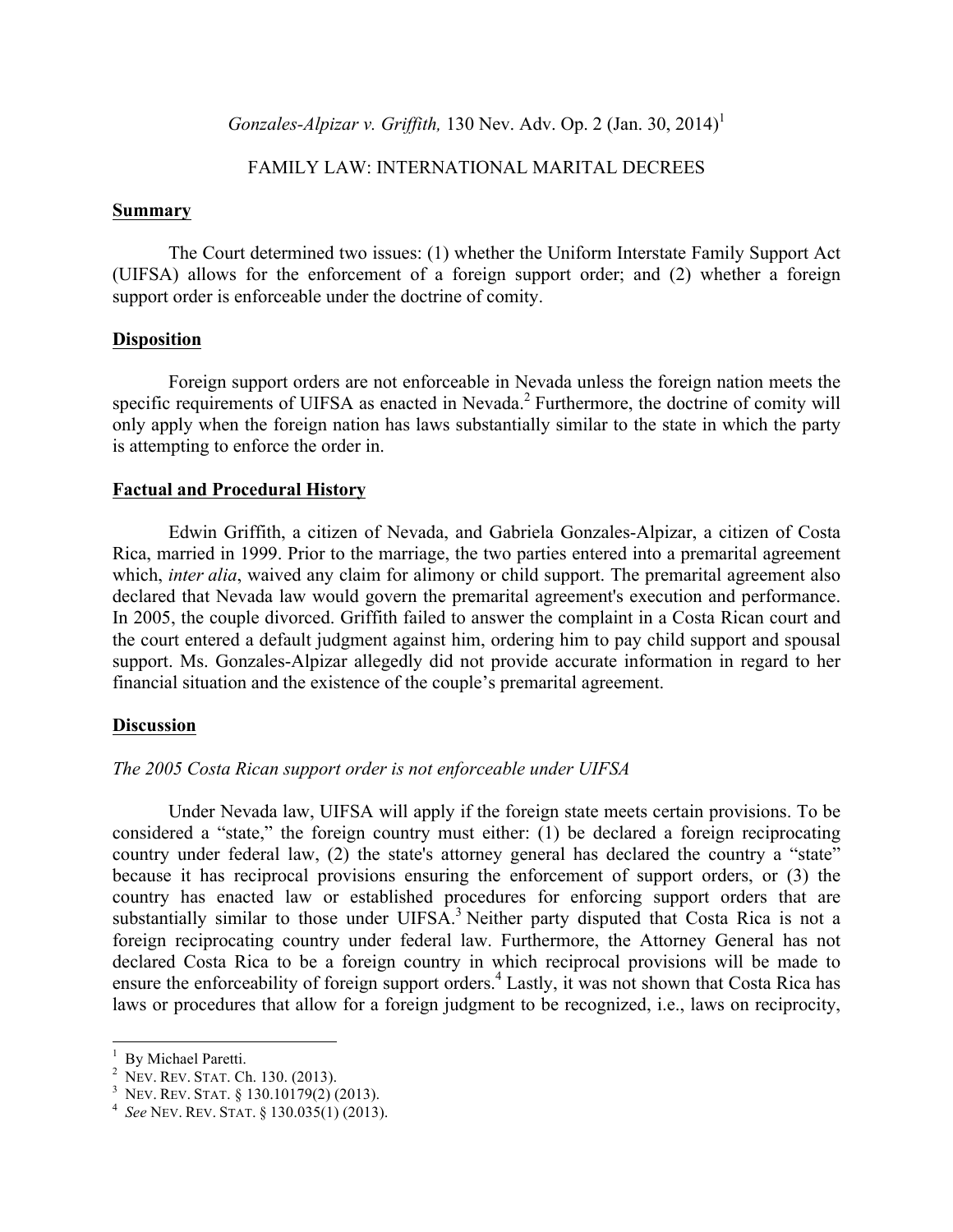*Gonzales-Alpizar v. Griffith,* 130 Nev. Adv. Op. 2 (Jan. 30, 2014)[1]

FAMILY LAW: INTERNATIONAL MARITAL DECREES

**Summary**

The Court determined two issues: (1) whether the Uniform Interstate Family Support Act (UIFSA) allows for the enforcement of a foreign support order; and (2) whether a foreign support order is enforceable under the doctrine of comity.

**Disposition**

Foreign support orders are not enforceable in Nevada unless the foreign nation meets the specific requirements of UIFSA as enacted in Nevada.[2] Furthermore, the doctrine of comity will only apply when the foreign nation has laws substantially similar to the state in which the party is attempting to enforce the order in.

**Factual and Procedural History**

Edwin Griffith, a citizen of Nevada, and Gabriela Gonzales-Alpizar, a citizen of Costa Rica, married in 1999. Prior to the marriage, the two parties entered into a premarital agreement which, *inter alia*, waived any claim for alimony or child support. The premarital agreement also declared that Nevada law would govern the premarital agreement's execution and performance. In 2005, the couple divorced. Griffith failed to answer the complaint in a Costa Rican court and the court entered a default judgment against him, ordering him to pay child support and spousal support. Ms. Gonzales-Alpizar allegedly did not provide accurate information in regard to her financial situation and the existence of the couple's premarital agreement.

**Discussion**

*The 2005 Costa Rican support order is not enforceable under UIFSA*

Under Nevada law, UIFSA will apply if the foreign state meets certain provisions. To be considered a "state," the foreign country must either: (1) be declared a foreign reciprocating country under federal law, (2) the state's attorney general has declared the country a "state" because it has reciprocal provisions ensuring the enforcement of support orders, or (3) the country has enacted law or established procedures for enforcing support orders that are substantially similar to those under UIFSA.[3] Neither party disputed that Costa Rica is not a foreign reciprocating country under federal law. Furthermore, the Attorney General has not declared Costa Rica to be a foreign country in which reciprocal provisions will be made to ensure the enforceability of foreign support orders.[4] Lastly, it was not shown that Costa Rica has laws or procedures that allow for a foreign judgment to be recognized, i.e., laws on reciprocity,

---

[1] By Michael Paretti.

[2] NEV. REV. STAT. Ch. 130. (2013).

[3] NEV. REV. STAT. § 130.10179(2) (2013).

[4] *See* NEV. REV. STAT. § 130.035(1) (2013).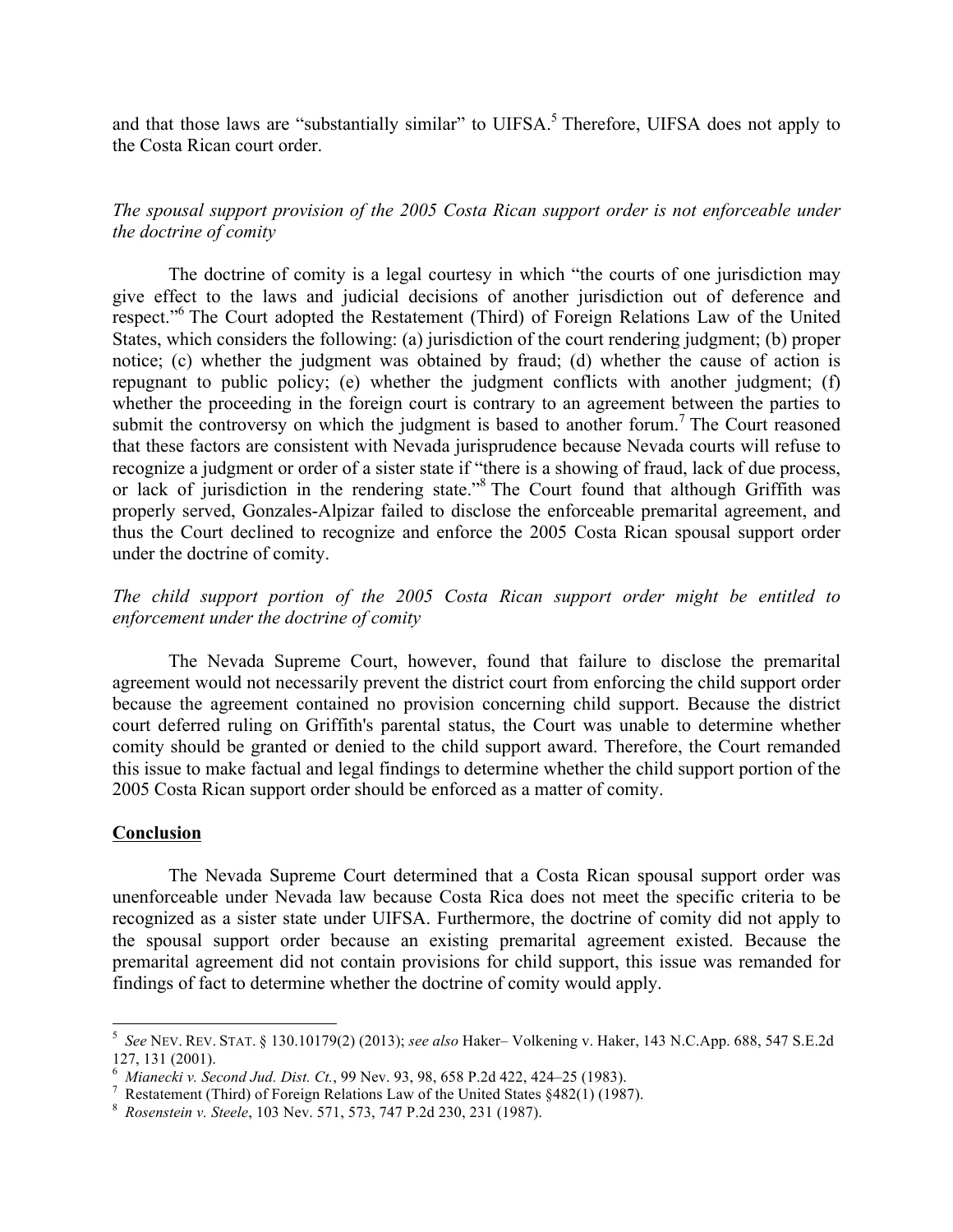and that those laws are "substantially similar" to UIFSA.[5] Therefore, UIFSA does not apply to the Costa Rican court order.

*The spousal support provision of the 2005 Costa Rican support order is not enforceable under the doctrine of comity*

The doctrine of comity is a legal courtesy in which "the courts of one jurisdiction may give effect to the laws and judicial decisions of another jurisdiction out of deference and respect."[6] The Court adopted the Restatement (Third) of Foreign Relations Law of the United States, which considers the following: (a) jurisdiction of the court rendering judgment; (b) proper notice; (c) whether the judgment was obtained by fraud; (d) whether the cause of action is repugnant to public policy; (e) whether the judgment conflicts with another judgment; (f) whether the proceeding in the foreign court is contrary to an agreement between the parties to submit the controversy on which the judgment is based to another forum.[7] The Court reasoned that these factors are consistent with Nevada jurisprudence because Nevada courts will refuse to recognize a judgment or order of a sister state if "there is a showing of fraud, lack of due process, or lack of jurisdiction in the rendering state."[8] The Court found that although Griffith was properly served, Gonzales-Alpizar failed to disclose the enforceable premarital agreement, and thus the Court declined to recognize and enforce the 2005 Costa Rican spousal support order under the doctrine of comity.

*The child support portion of the 2005 Costa Rican support order might be entitled to enforcement under the doctrine of comity*

The Nevada Supreme Court, however, found that failure to disclose the premarital agreement would not necessarily prevent the district court from enforcing the child support order because the agreement contained no provision concerning child support. Because the district court deferred ruling on Griffith's parental status, the Court was unable to determine whether comity should be granted or denied to the child support award. Therefore, the Court remanded this issue to make factual and legal findings to determine whether the child support portion of the 2005 Costa Rican support order should be enforced as a matter of comity.

**Conclusion**

The Nevada Supreme Court determined that a Costa Rican spousal support order was unenforceable under Nevada law because Costa Rica does not meet the specific criteria to be recognized as a sister state under UIFSA. Furthermore, the doctrine of comity did not apply to the spousal support order because an existing premarital agreement existed. Because the premarital agreement did not contain provisions for child support, this issue was remanded for findings of fact to determine whether the doctrine of comity would apply.

---

[5] *See* NEV. REV. STAT. § 130.10179(2) (2013); *see also* Haker– Volkening v. Haker, 143 N.C.App. 688, 547 S.E.2d 127, 131 (2001).

[6] *Mianecki v. Second Jud. Dist. Ct.*, 99 Nev. 93, 98, 658 P.2d 422, 424–25 (1983).

[7] Restatement (Third) of Foreign Relations Law of the United States §482(1) (1987).

[8] *Rosenstein v. Steele*, 103 Nev. 571, 573, 747 P.2d 230, 231 (1987).